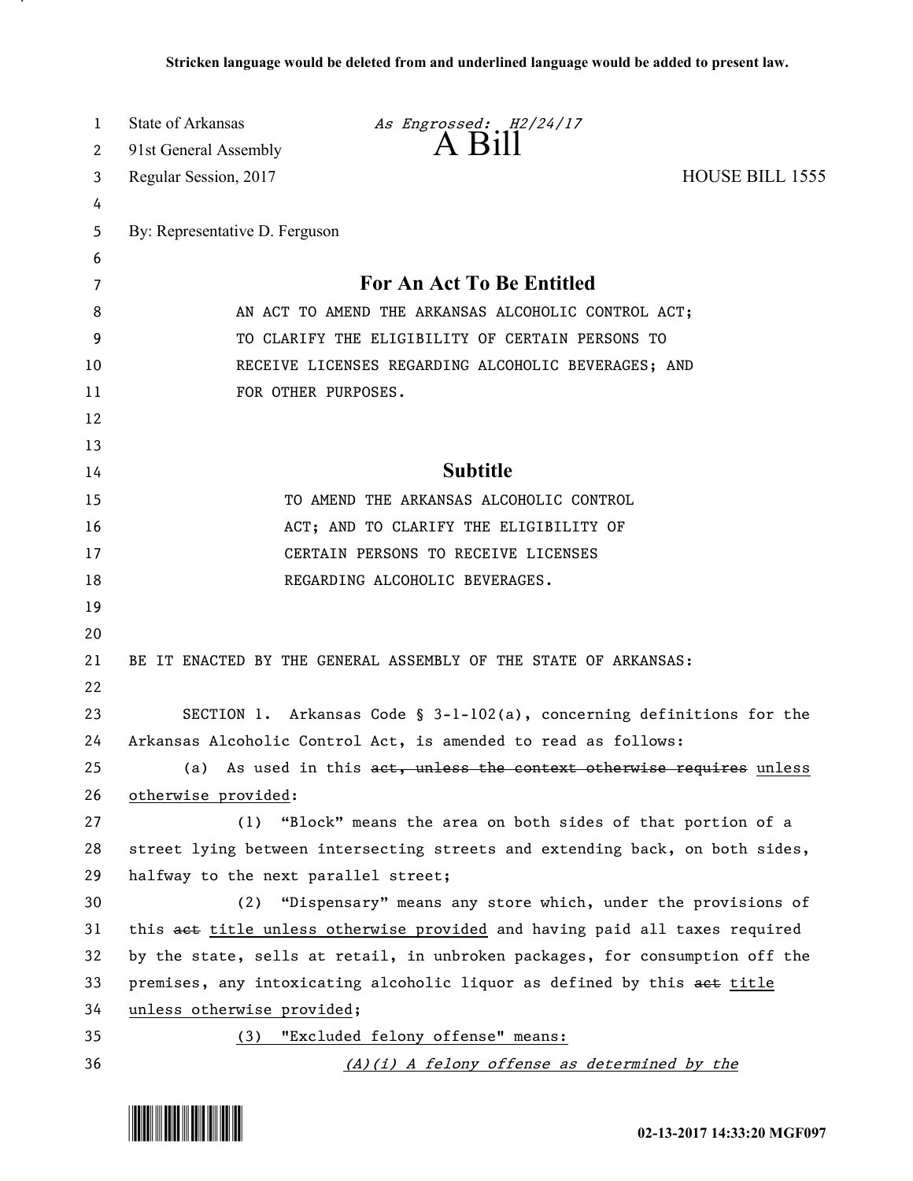**Stricken language would be deleted from and underlined language would be added to present law.**

State of Arkansas *As Engrossed: H2/24/17*
91st General Assembly **A Bill**
Regular Session, 2017 HOUSE BILL 1555

By: Representative D. Ferguson

## For An Act To Be Entitled

AN ACT TO AMEND THE ARKANSAS ALCOHOLIC CONTROL ACT; TO CLARIFY THE ELIGIBILITY OF CERTAIN PERSONS TO RECEIVE LICENSES REGARDING ALCOHOLIC BEVERAGES; AND FOR OTHER PURPOSES.

## Subtitle

TO AMEND THE ARKANSAS ALCOHOLIC CONTROL ACT; AND TO CLARIFY THE ELIGIBILITY OF CERTAIN PERSONS TO RECEIVE LICENSES REGARDING ALCOHOLIC BEVERAGES.

BE IT ENACTED BY THE GENERAL ASSEMBLY OF THE STATE OF ARKANSAS:

SECTION 1. Arkansas Code § 3-1-102(a), concerning definitions for the Arkansas Alcoholic Control Act, is amended to read as follows:

(a) As used in this ~~act, unless the context otherwise requires~~ <u>unless otherwise provided</u>:

(1) "Block" means the area on both sides of that portion of a street lying between intersecting streets and extending back, on both sides, halfway to the next parallel street;

(2) "Dispensary" means any store which, under the provisions of this ~~act~~ <u>title unless otherwise provided</u> and having paid all taxes required by the state, sells at retail, in unbroken packages, for consumption off the premises, any intoxicating alcoholic liquor as defined by this ~~act~~ <u>title unless otherwise provided</u>;

<u>(3) "Excluded felony offense" means:</u>

<u>*(A)(i) A felony offense as determined by the*</u>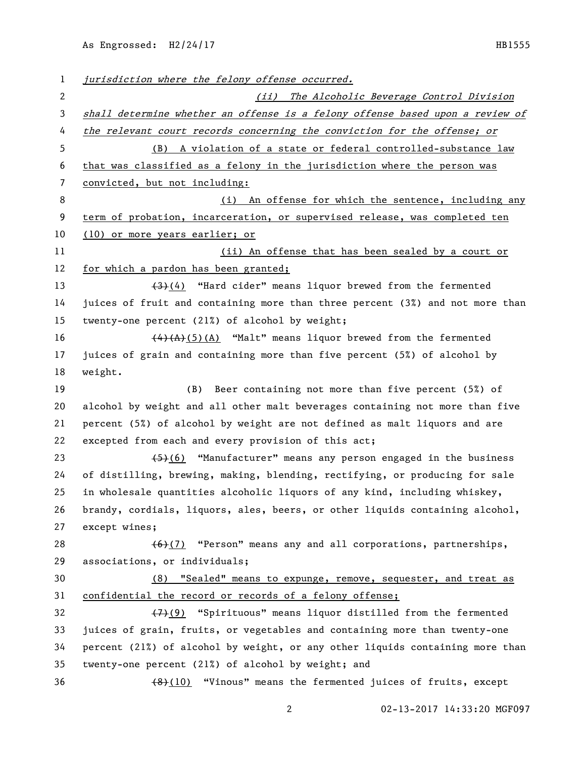*jurisdiction where the felony offense occurred.*

*(ii) The Alcoholic Beverage Control Division shall determine whether an offense is a felony offense based upon a review of the relevant court records concerning the conviction for the offense; or*

(B) A violation of a state or federal controlled-substance law that was classified as a felony in the jurisdiction where the person was convicted, but not including:

(i) An offense for which the sentence, including any term of probation, incarceration, or supervised release, was completed ten (10) or more years earlier; or

(ii) An offense that has been sealed by a court or for which a pardon has been granted;

~~(3)~~(4) "Hard cider" means liquor brewed from the fermented juices of fruit and containing more than three percent (3%) and not more than twenty-one percent (21%) of alcohol by weight;

~~(4)(A)~~(5)(A) "Malt" means liquor brewed from the fermented juices of grain and containing more than five percent (5%) of alcohol by weight.

(B) Beer containing not more than five percent (5%) of alcohol by weight and all other malt beverages containing not more than five percent (5%) of alcohol by weight are not defined as malt liquors and are excepted from each and every provision of this act;

~~(5)~~(6) "Manufacturer" means any person engaged in the business of distilling, brewing, making, blending, rectifying, or producing for sale in wholesale quantities alcoholic liquors of any kind, including whiskey, brandy, cordials, liquors, ales, beers, or other liquids containing alcohol, except wines;

~~(6)~~(7) "Person" means any and all corporations, partnerships, associations, or individuals;

(8) "Sealed" means to expunge, remove, sequester, and treat as confidential the record or records of a felony offense;

~~(7)~~(9) "Spirituous" means liquor distilled from the fermented juices of grain, fruits, or vegetables and containing more than twenty-one percent (21%) of alcohol by weight, or any other liquids containing more than twenty-one percent (21%) of alcohol by weight; and

~~(8)~~(10) "Vinous" means the fermented juices of fruits, except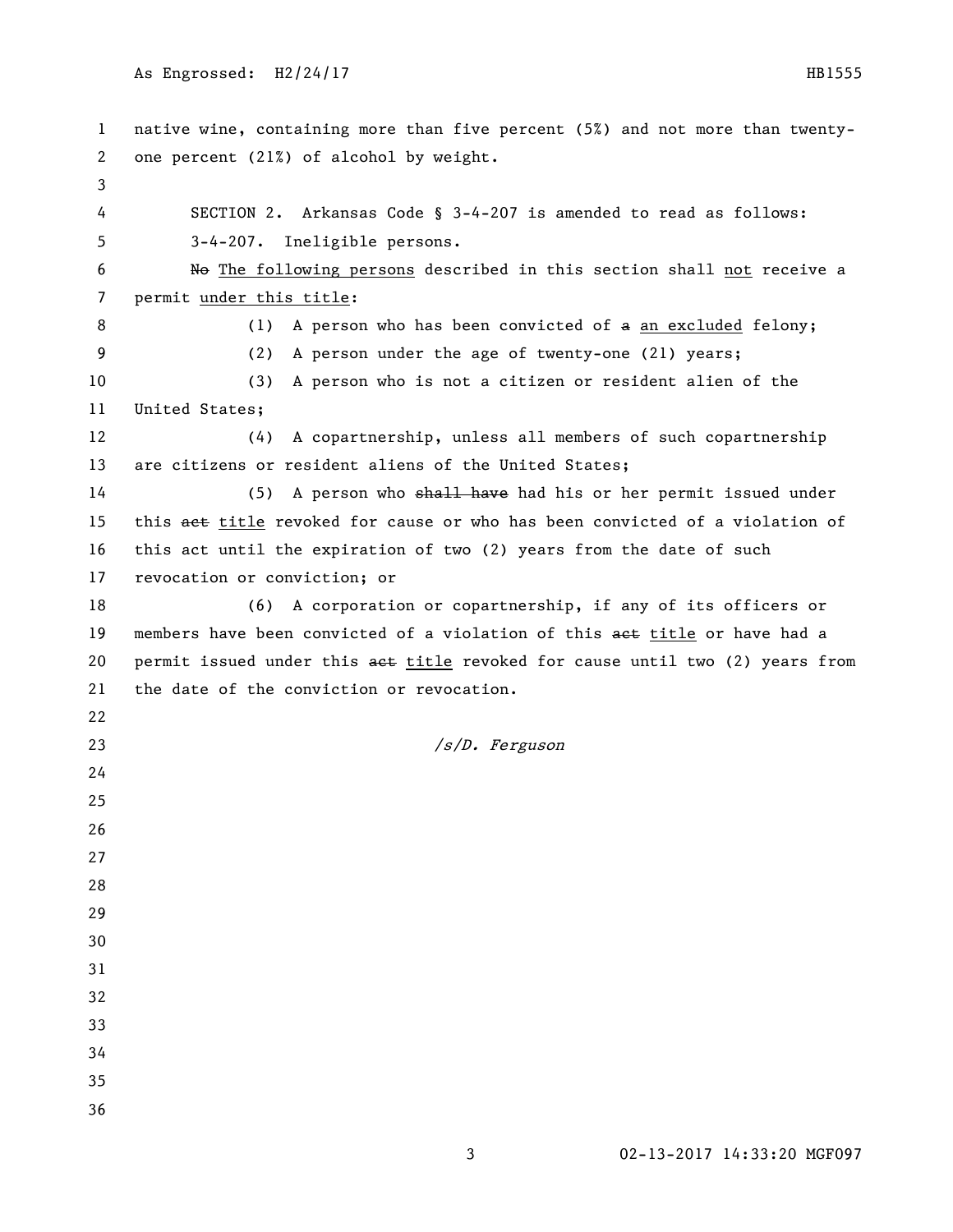native wine, containing more than five percent (5%) and not more than twenty-one percent (21%) of alcohol by weight.

SECTION 2. Arkansas Code § 3-4-207 is amended to read as follows:

3-4-207. Ineligible persons.

~~No~~ The following persons described in this section shall not receive a permit under this title:

(1) A person who has been convicted of ~~a~~ an excluded felony;

(2) A person under the age of twenty-one (21) years;

(3) A person who is not a citizen or resident alien of the United States;

(4) A copartnership, unless all members of such copartnership are citizens or resident aliens of the United States;

(5) A person who ~~shall have~~ had his or her permit issued under this ~~act~~ title revoked for cause or who has been convicted of a violation of this act until the expiration of two (2) years from the date of such revocation or conviction; or

(6) A corporation or copartnership, if any of its officers or members have been convicted of a violation of this ~~act~~ title or have had a permit issued under this ~~act~~ title revoked for cause until two (2) years from the date of the conviction or revocation.

*/s/D. Ferguson*